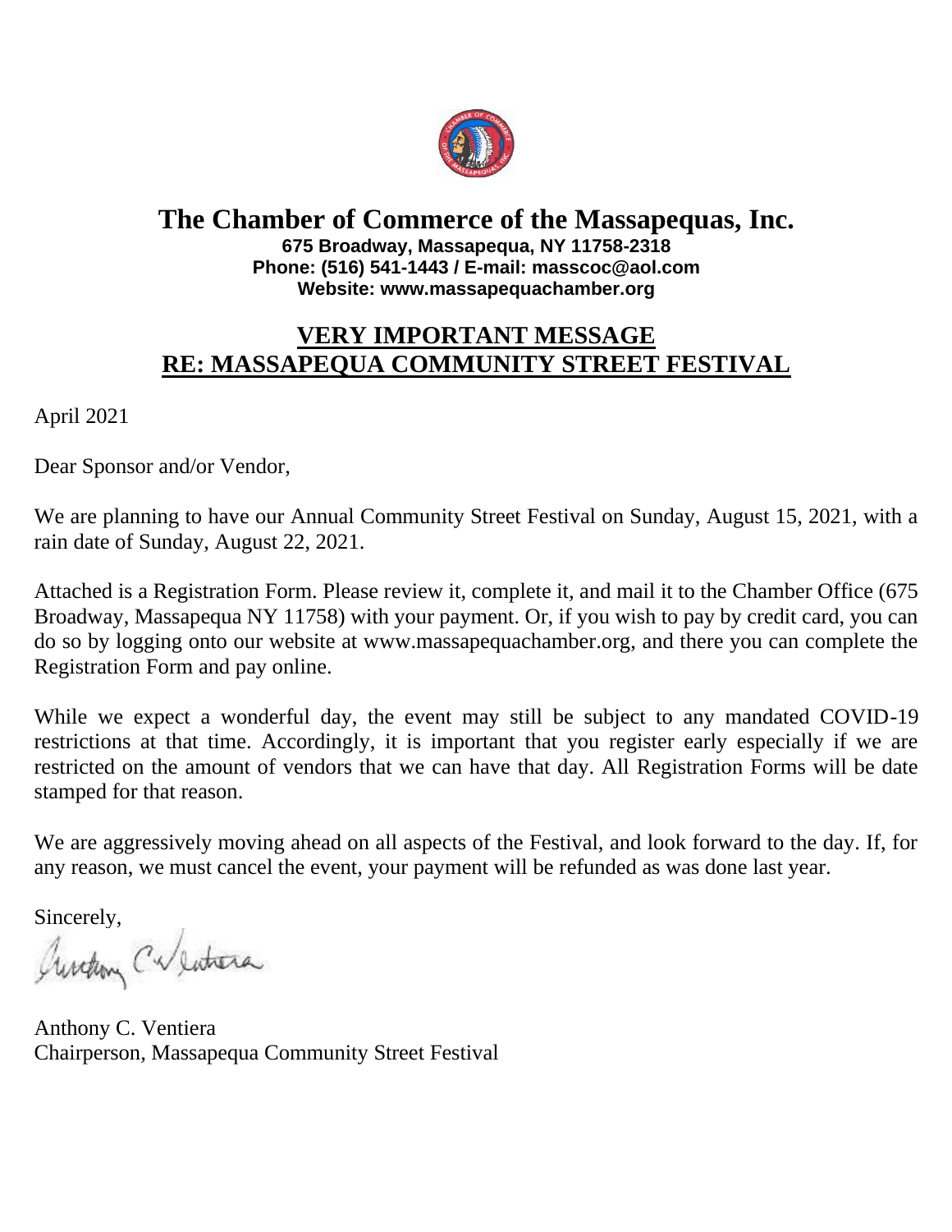# The Chamber of Commerce of the Massapequas, Inc.

**675 Broadway, Massapequa, NY 11758-2318**
**Phone: (516) 541-1443 / E-mail: masscoc@aol.com**
**Website: www.massapequachamber.org**

## VERY IMPORTANT MESSAGE
## RE: MASSAPEQUA COMMUNITY STREET FESTIVAL

April 2021

Dear Sponsor and/or Vendor,

We are planning to have our Annual Community Street Festival on Sunday, August 15, 2021, with a rain date of Sunday, August 22, 2021.

Attached is a Registration Form. Please review it, complete it, and mail it to the Chamber Office (675 Broadway, Massapequa NY 11758) with your payment. Or, if you wish to pay by credit card, you can do so by logging onto our website at www.massapequachamber.org, and there you can complete the Registration Form and pay online.

While we expect a wonderful day, the event may still be subject to any mandated COVID-19 restrictions at that time. Accordingly, it is important that you register early especially if we are restricted on the amount of vendors that we can have that day. All Registration Forms will be date stamped for that reason.

We are aggressively moving ahead on all aspects of the Festival, and look forward to the day. If, for any reason, we must cancel the event, your payment will be refunded as was done last year.

Sincerely,

Anthony C. Ventiera
Chairperson, Massapequa Community Street Festival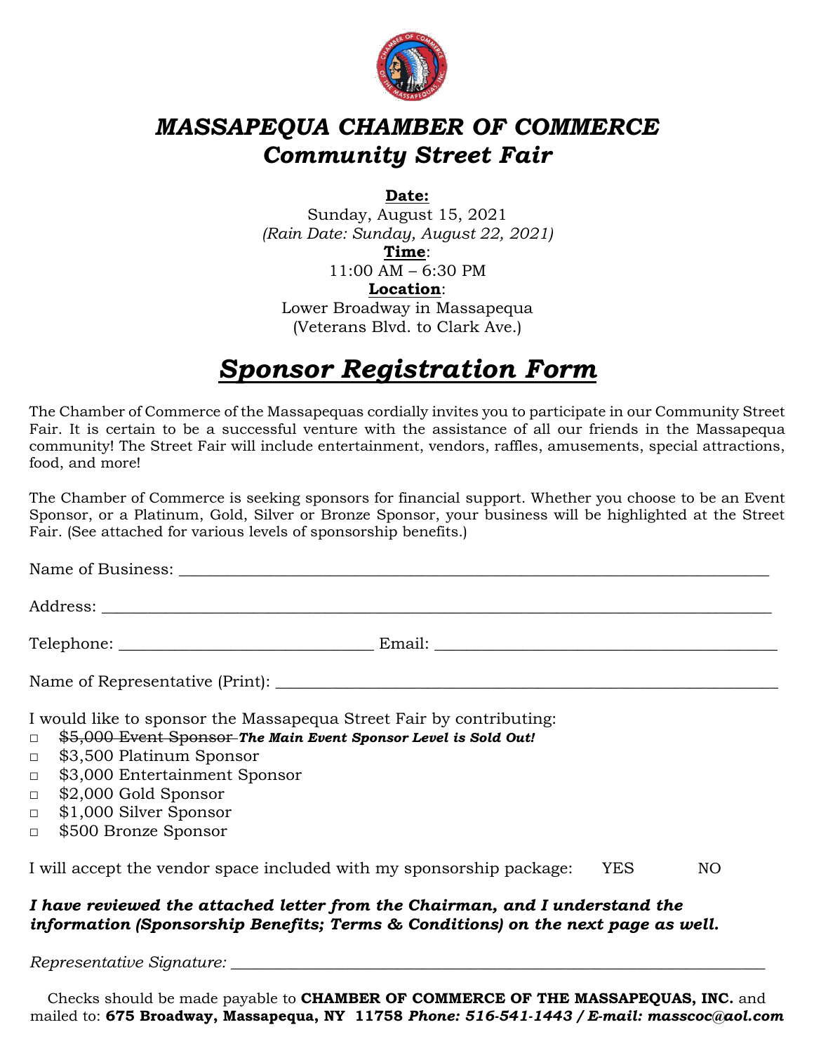# *MASSAPEQUA CHAMBER OF COMMERCE*
## *Community Street Fair*

**Date:**
Sunday, August 15, 2021
*(Rain Date: Sunday, August 22, 2021)*
**Time**:
11:00 AM – 6:30 PM
**Location**:
Lower Broadway in Massapequa
(Veterans Blvd. to Clark Ave.)

# ***Sponsor Registration Form***

The Chamber of Commerce of the Massapequas cordially invites you to participate in our Community Street Fair. It is certain to be a successful venture with the assistance of all our friends in the Massapequa community! The Street Fair will include entertainment, vendors, raffles, amusements, special attractions, food, and more!

The Chamber of Commerce is seeking sponsors for financial support. Whether you choose to be an Event Sponsor, or a Platinum, Gold, Silver or Bronze Sponsor, your business will be highlighted at the Street Fair. (See attached for various levels of sponsorship benefits.)

Name of Business: ______________________________________________________________________

Address: ___________________________________________________________________________

Telephone: ______________________________ Email: ____________________________________

Name of Representative (Print): __________________________________________________________

I would like to sponsor the Massapequa Street Fair by contributing:

- □ ~~$5,000 Event Sponsor~~ ***The Main Event Sponsor Level is Sold Out!***
- □ $3,500 Platinum Sponsor
- □ $3,000 Entertainment Sponsor
- □ $2,000 Gold Sponsor
- □ $1,000 Silver Sponsor
- □ $500 Bronze Sponsor

I will accept the vendor space included with my sponsorship package: YES NO

***I have reviewed the attached letter from the Chairman, and I understand the information (Sponsorship Benefits; Terms & Conditions) on the next page as well.***

*Representative Signature:* ________________________________________________________________

Checks should be made payable to **CHAMBER OF COMMERCE OF THE MASSAPEQUAS, INC.** and mailed to: **675 Broadway, Massapequa, NY 11758** ***Phone: 516-541-1443 / E-mail: masscoc@aol.com***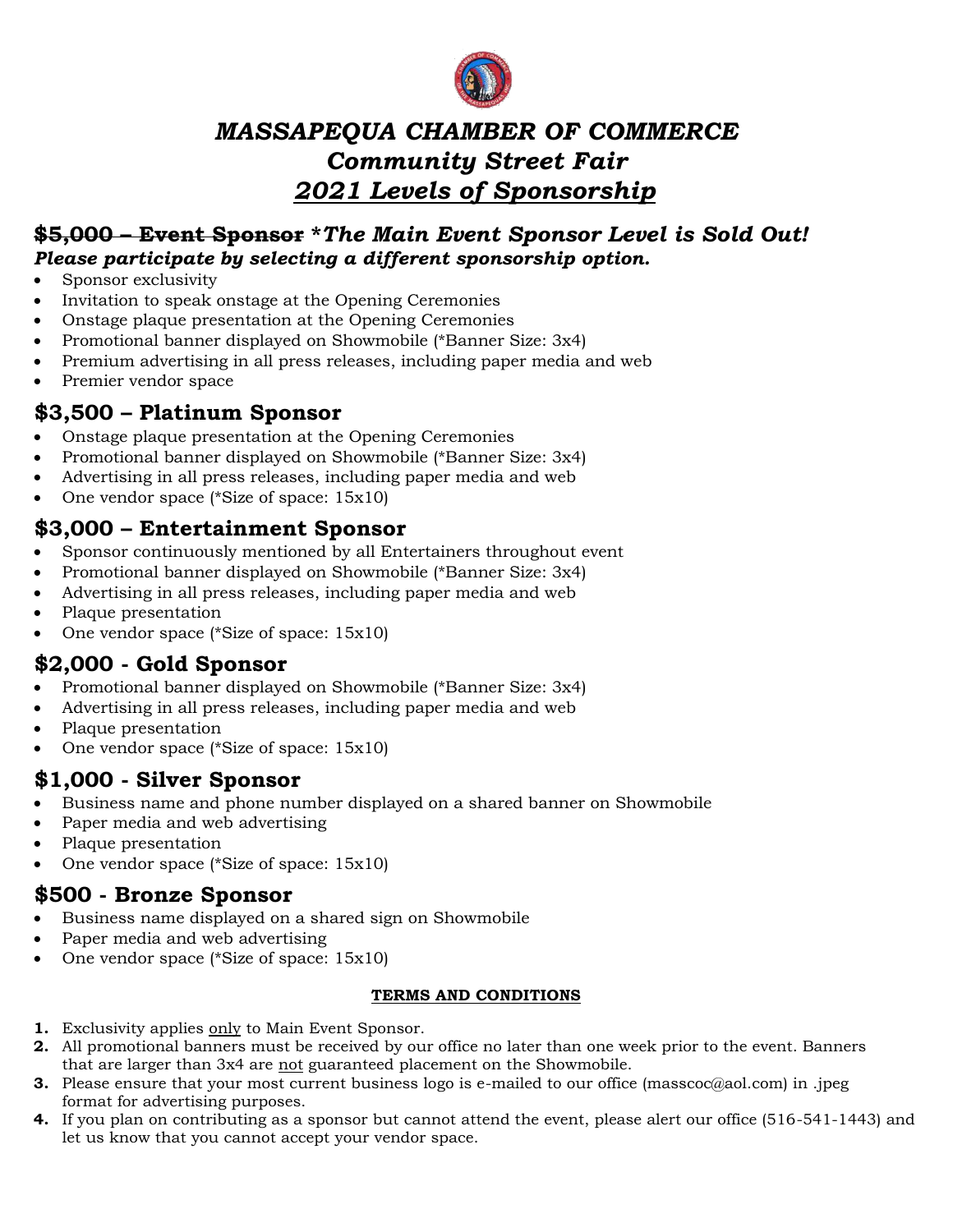# *MASSAPEQUA CHAMBER OF COMMERCE*
# *Community Street Fair*
# *2021 Levels of Sponsorship*

## ~~$5,000 – Event Sponsor~~ *\*The Main Event Sponsor Level is Sold Out!*
***Please participate by selecting a different sponsorship option.***

- Sponsor exclusivity
- Invitation to speak onstage at the Opening Ceremonies
- Onstage plaque presentation at the Opening Ceremonies
- Promotional banner displayed on Showmobile (*Banner Size: 3x4)
- Premium advertising in all press releases, including paper media and web
- Premier vendor space

## $3,500 – Platinum Sponsor

- Onstage plaque presentation at the Opening Ceremonies
- Promotional banner displayed on Showmobile (*Banner Size: 3x4)
- Advertising in all press releases, including paper media and web
- One vendor space (*Size of space: 15x10)

## $3,000 – Entertainment Sponsor

- Sponsor continuously mentioned by all Entertainers throughout event
- Promotional banner displayed on Showmobile (*Banner Size: 3x4)
- Advertising in all press releases, including paper media and web
- Plaque presentation
- One vendor space (*Size of space: 15x10)

## $2,000 - Gold Sponsor

- Promotional banner displayed on Showmobile (*Banner Size: 3x4)
- Advertising in all press releases, including paper media and web
- Plaque presentation
- One vendor space (*Size of space: 15x10)

## $1,000 - Silver Sponsor

- Business name and phone number displayed on a shared banner on Showmobile
- Paper media and web advertising
- Plaque presentation
- One vendor space (*Size of space: 15x10)

## $500 - Bronze Sponsor

- Business name displayed on a shared sign on Showmobile
- Paper media and web advertising
- One vendor space (*Size of space: 15x10)

**TERMS AND CONDITIONS**

1. Exclusivity applies only to Main Event Sponsor.
2. All promotional banners must be received by our office no later than one week prior to the event. Banners that are larger than 3x4 are not guaranteed placement on the Showmobile.
3. Please ensure that your most current business logo is e-mailed to our office (masscoc@aol.com) in .jpeg format for advertising purposes.
4. If you plan on contributing as a sponsor but cannot attend the event, please alert our office (516-541-1443) and let us know that you cannot accept your vendor space.